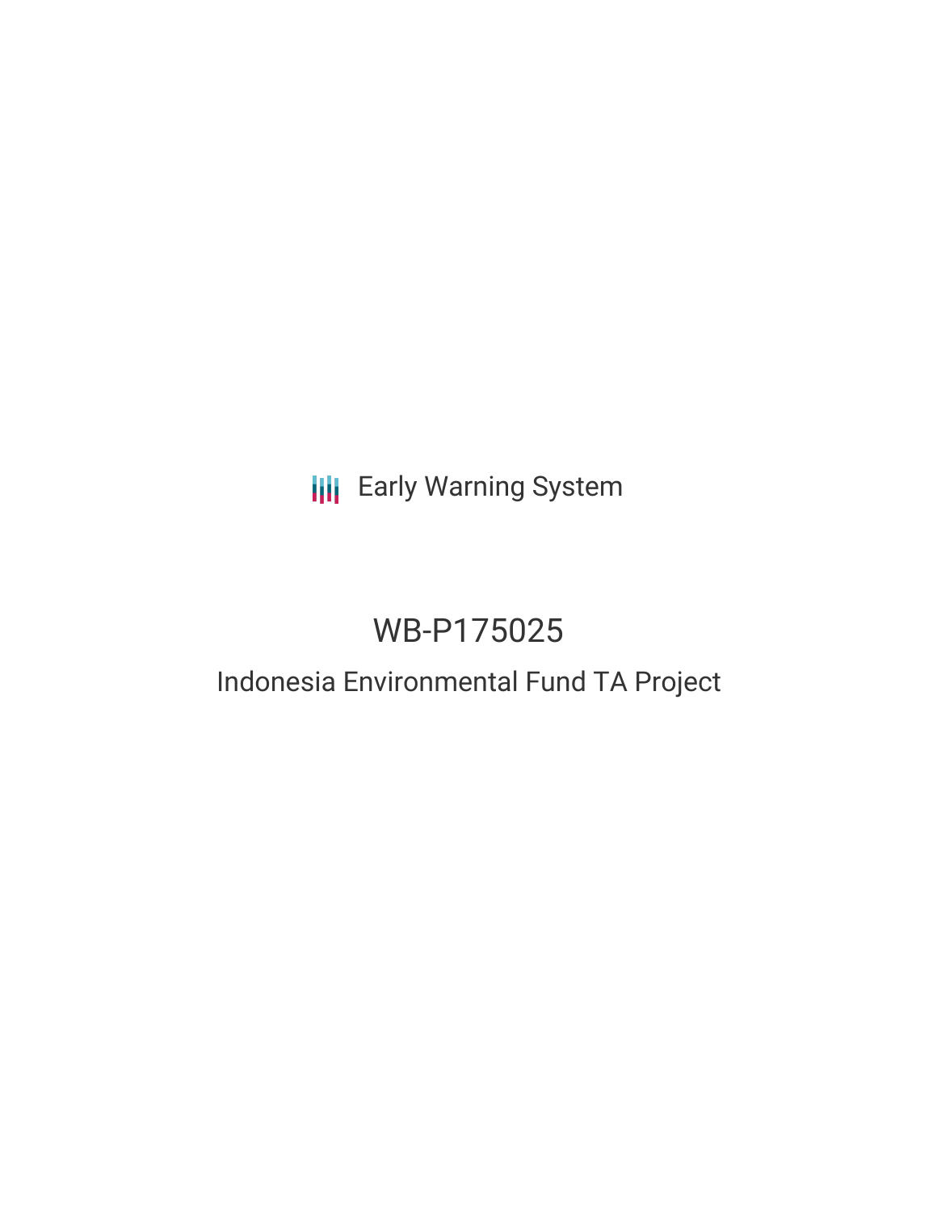Early Warning System

# WB-P175025

## Indonesia Environmental Fund TA Project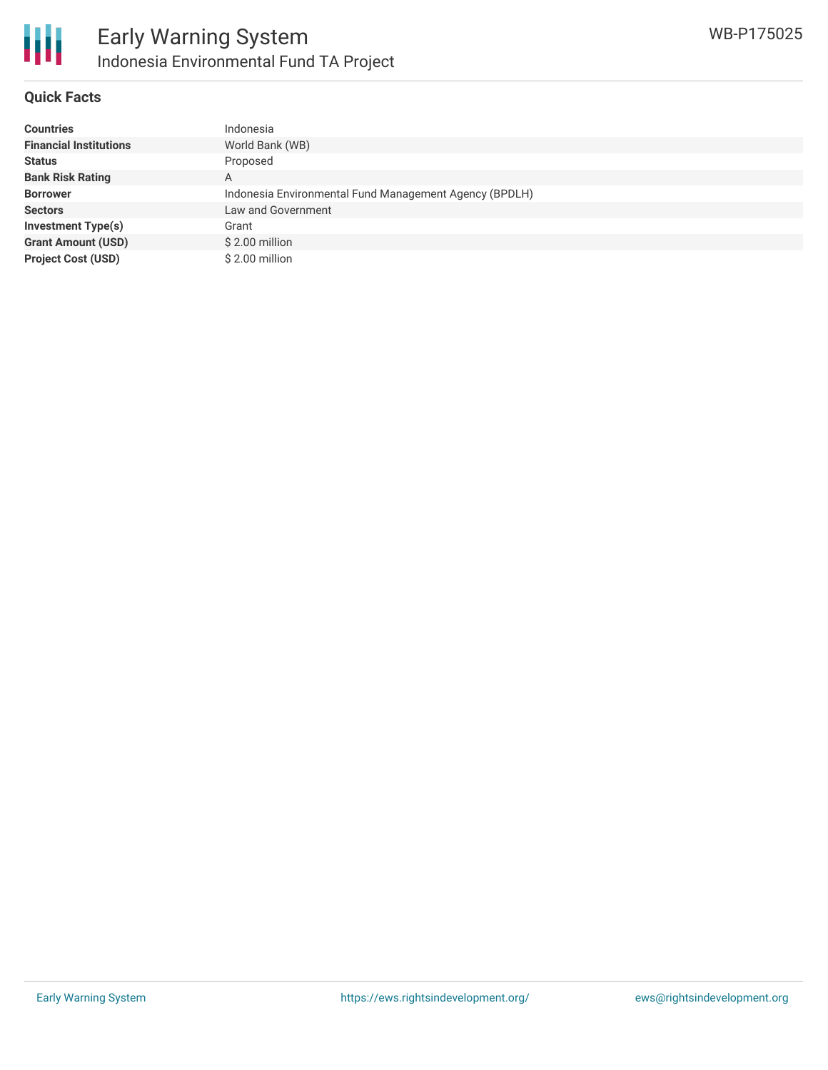## Quick Facts

| | |
|---|---|
| **Countries** | Indonesia |
| **Financial Institutions** | World Bank (WB) |
| **Status** | Proposed |
| **Bank Risk Rating** | A |
| **Borrower** | Indonesia Environmental Fund Management Agency (BPDLH) |
| **Sectors** | Law and Government |
| **Investment Type(s)** | Grant |
| **Grant Amount (USD)** | $ 2.00 million |
| **Project Cost (USD)** | $ 2.00 million |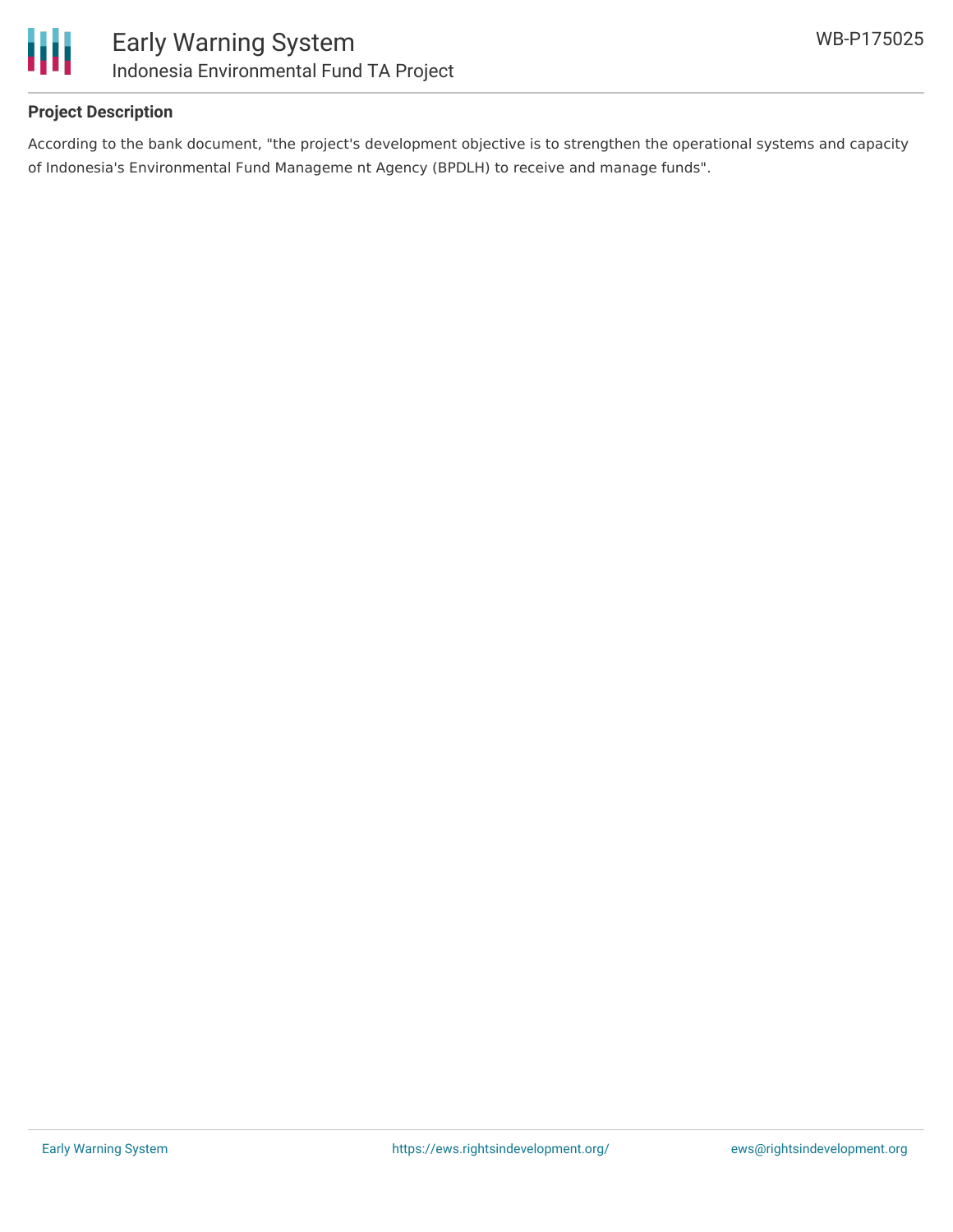## Project Description

According to the bank document, "the project's development objective is to strengthen the operational systems and capacity of Indonesia's Environmental Fund Manageme nt Agency (BPDLH) to receive and manage funds".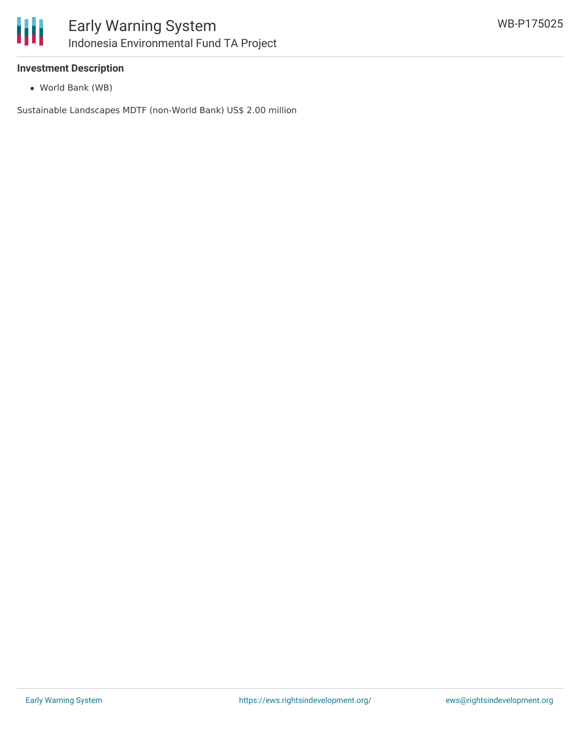### Investment Description

- World Bank (WB)

Sustainable Landscapes MDTF (non-World Bank) US$ 2.00 million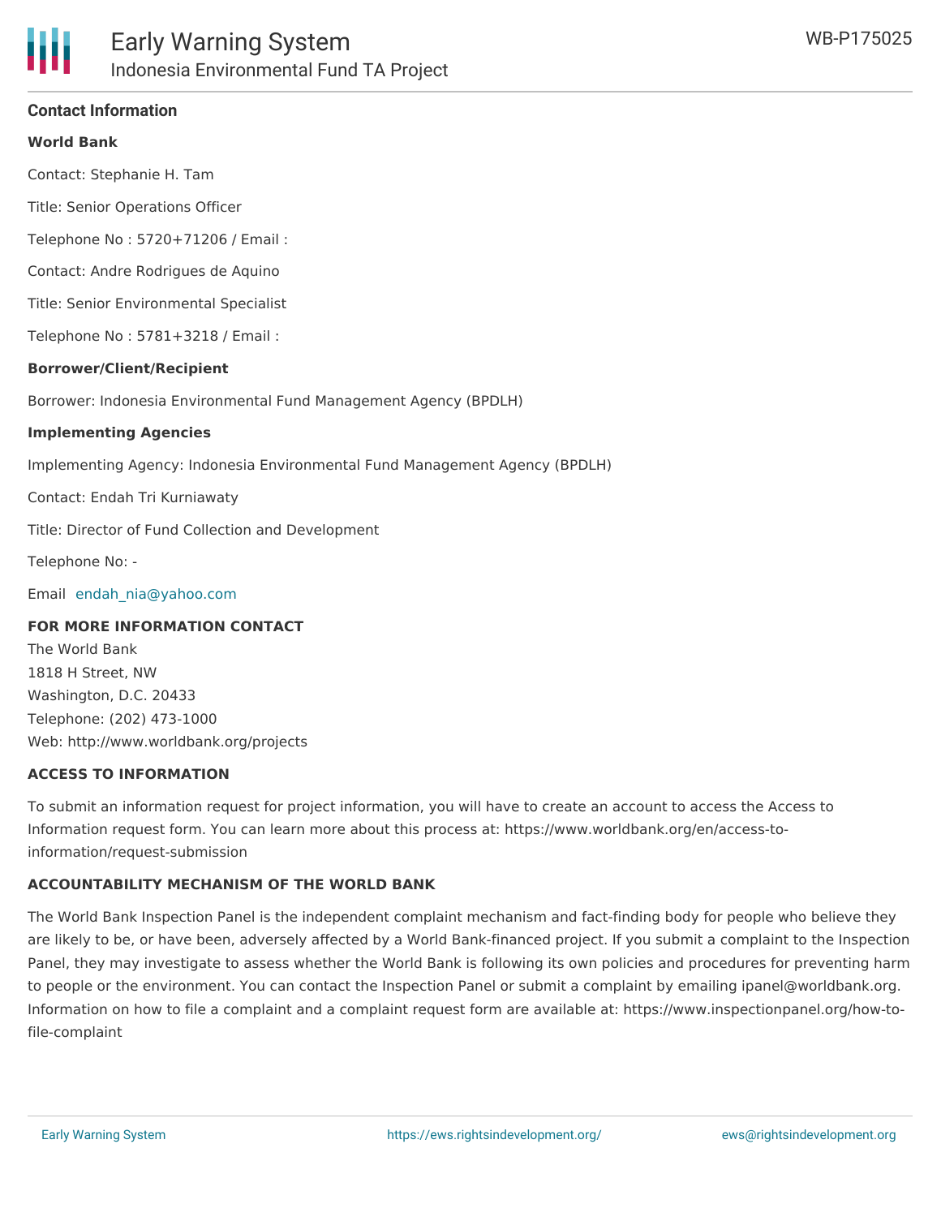## Contact Information

**World Bank**

Contact: Stephanie H. Tam

Title: Senior Operations Officer

Telephone No : 5720+71206 / Email :

Contact: Andre Rodrigues de Aquino

Title: Senior Environmental Specialist

Telephone No : 5781+3218 / Email :

**Borrower/Client/Recipient**

Borrower: Indonesia Environmental Fund Management Agency (BPDLH)

**Implementing Agencies**

Implementing Agency: Indonesia Environmental Fund Management Agency (BPDLH)

Contact: Endah Tri Kurniawaty

Title: Director of Fund Collection and Development

Telephone No: -

Email endah_nia@yahoo.com

**FOR MORE INFORMATION CONTACT**

The World Bank
1818 H Street, NW
Washington, D.C. 20433
Telephone: (202) 473-1000
Web: http://www.worldbank.org/projects

**ACCESS TO INFORMATION**

To submit an information request for project information, you will have to create an account to access the Access to Information request form. You can learn more about this process at: https://www.worldbank.org/en/access-to-information/request-submission

**ACCOUNTABILITY MECHANISM OF THE WORLD BANK**

The World Bank Inspection Panel is the independent complaint mechanism and fact-finding body for people who believe they are likely to be, or have been, adversely affected by a World Bank-financed project. If you submit a complaint to the Inspection Panel, they may investigate to assess whether the World Bank is following its own policies and procedures for preventing harm to people or the environment. You can contact the Inspection Panel or submit a complaint by emailing ipanel@worldbank.org. Information on how to file a complaint and a complaint request form are available at: https://www.inspectionpanel.org/how-to-file-complaint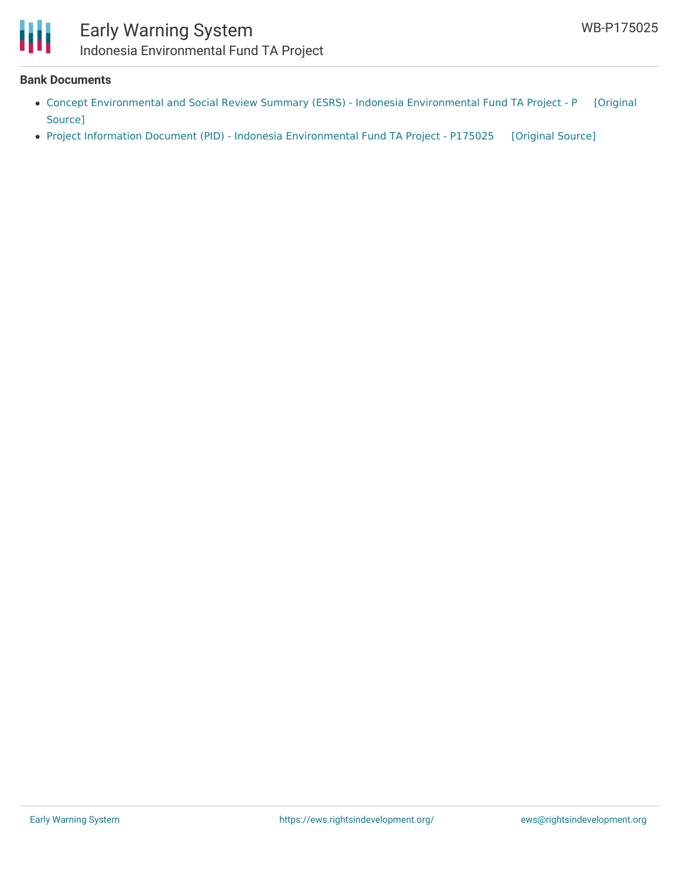**Bank Documents**

- Concept Environmental and Social Review Summary (ESRS) - Indonesia Environmental Fund TA Project - P [Original Source]
- Project Information Document (PID) - Indonesia Environmental Fund TA Project - P175025 [Original Source]